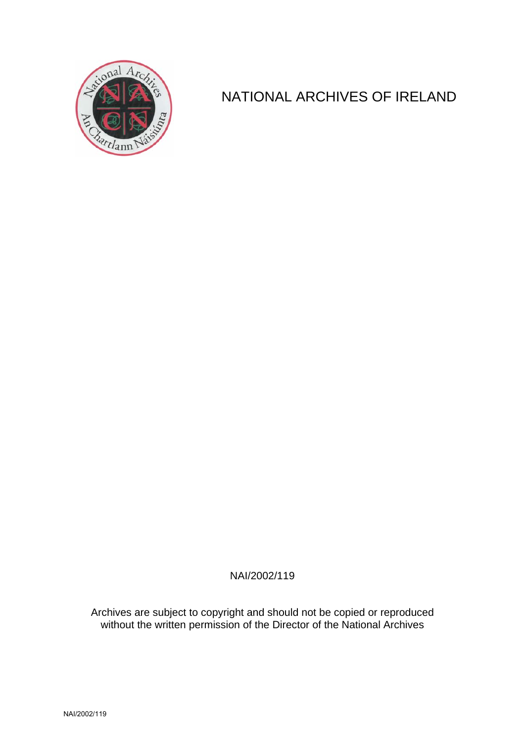# NATIONAL ARCHIVES OF IRELAND

NAI/2002/119

Archives are subject to copyright and should not be copied or reproduced without the written permission of the Director of the National Archives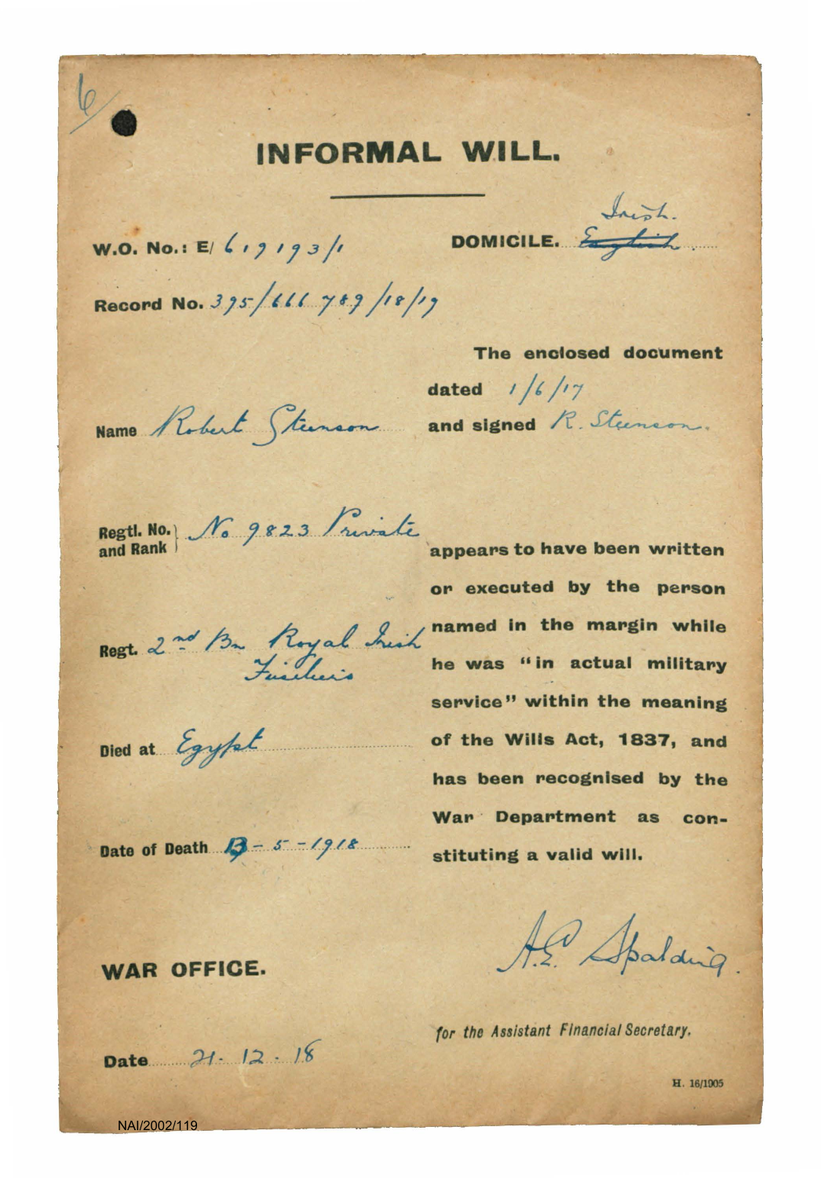6/

# INFORMAL WILL.

**W.O. No.:** E/ 619193/1

**DOMICILE.** ~~English~~ Irish.

**Record No.** 395/666 789/18/19

**Name** Robert Steenson

**Regtl. No. and Rank** No. 9823 Private

**Regt.** 2nd Bn Royal Irish Fusiliers

**Died at** Egypt

**Date of Death** 13-5-1918

The enclosed document dated 1/6/17 and signed R. Steenson. appears to have been written or executed by the person named in the margin while he was "in actual military service" within the meaning of the Wills Act, 1837, and has been recognised by the War Department as constituting a valid will.

**WAR OFFICE.**

A.E. Spalding.

*for the Assistant Financial Secretary.*

**Date** 21. 12. 18

H. 16/1905

NAI/2002/119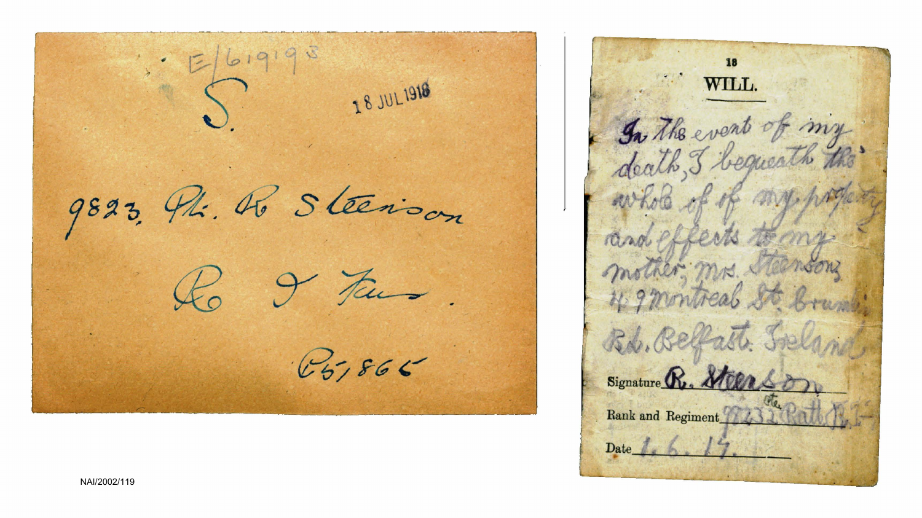E/619193

S.

18 JUL 1918

9823. Pte. R Steenson

R I Rus.

P5/866

18

## WILL.

In the event of my death, I bequeath the whole of of my property and effects to my mother, Mrs. Steenson, 49 Montreal St. Crumlin Rd. Belfast. Ireland

Signature R. Steenson

Rank and Regiment 9823 Pte. Batt. R.I.R.

Date 1. 6. 17.

NAI/2002/119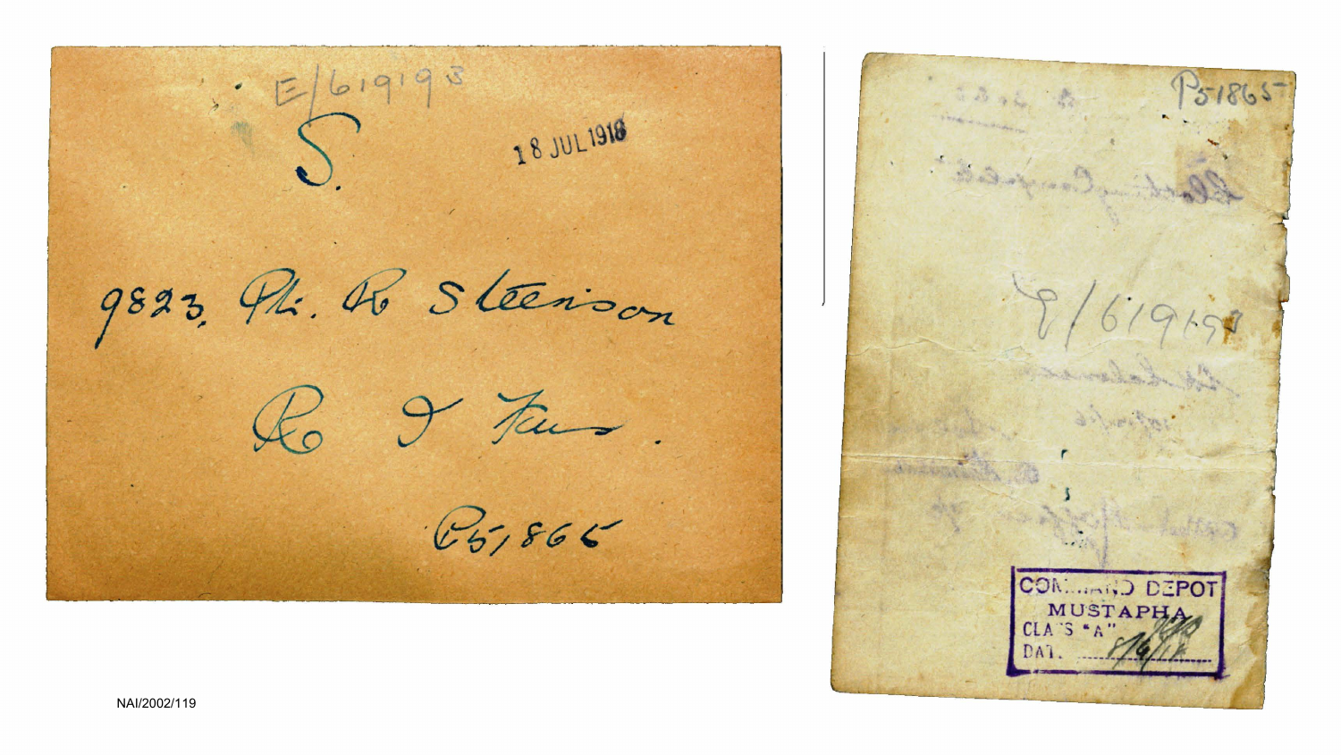E/61919S

S.

18 JUL 1918

9823, Pte. R Steenson

R I Fus.

P51865

P51865

E/61919

COMMAND DEPOT
MUSTAPHA
CLASS "A"
DATE 8/6/18

NAI/2002/119